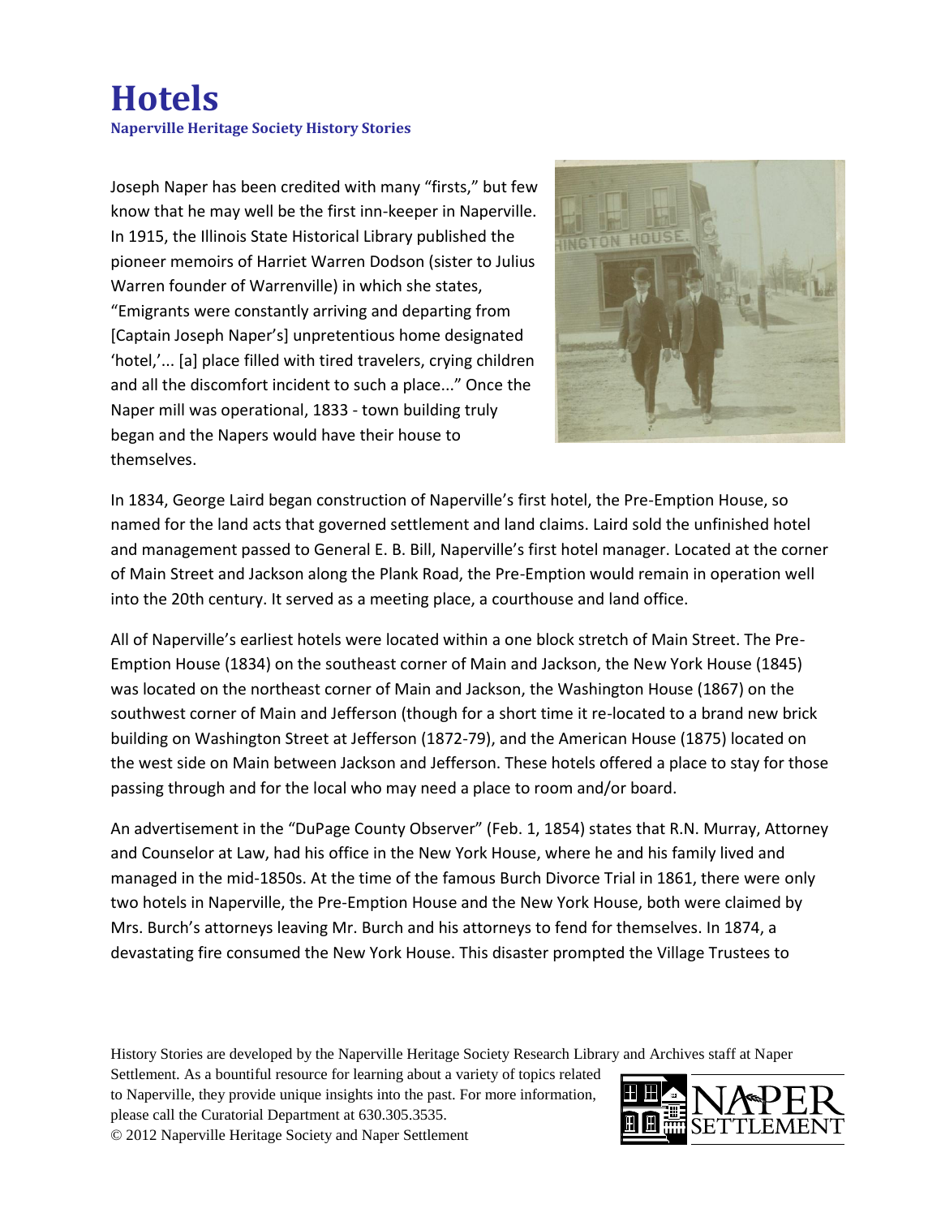# Hotels

**Naperville Heritage Society History Stories**

Joseph Naper has been credited with many "firsts," but few know that he may well be the first inn-keeper in Naperville. In 1915, the Illinois State Historical Library published the pioneer memoirs of Harriet Warren Dodson (sister to Julius Warren founder of Warrenville) in which she states, "Emigrants were constantly arriving and departing from [Captain Joseph Naper's] unpretentious home designated 'hotel,'... [a] place filled with tired travelers, crying children and all the discomfort incident to such a place..." Once the Naper mill was operational, 1833 - town building truly began and the Napers would have their house to themselves.

In 1834, George Laird began construction of Naperville's first hotel, the Pre-Emption House, so named for the land acts that governed settlement and land claims. Laird sold the unfinished hotel and management passed to General E. B. Bill, Naperville's first hotel manager. Located at the corner of Main Street and Jackson along the Plank Road, the Pre-Emption would remain in operation well into the 20th century. It served as a meeting place, a courthouse and land office.

All of Naperville's earliest hotels were located within a one block stretch of Main Street. The Pre-Emption House (1834) on the southeast corner of Main and Jackson, the New York House (1845) was located on the northeast corner of Main and Jackson, the Washington House (1867) on the southwest corner of Main and Jefferson (though for a short time it re-located to a brand new brick building on Washington Street at Jefferson (1872-79), and the American House (1875) located on the west side on Main between Jackson and Jefferson. These hotels offered a place to stay for those passing through and for the local who may need a place to room and/or board.

An advertisement in the "DuPage County Observer" (Feb. 1, 1854) states that R.N. Murray, Attorney and Counselor at Law, had his office in the New York House, where he and his family lived and managed in the mid-1850s. At the time of the famous Burch Divorce Trial in 1861, there were only two hotels in Naperville, the Pre-Emption House and the New York House, both were claimed by Mrs. Burch's attorneys leaving Mr. Burch and his attorneys to fend for themselves. In 1874, a devastating fire consumed the New York House. This disaster prompted the Village Trustees to

History Stories are developed by the Naperville Heritage Society Research Library and Archives staff at Naper Settlement. As a bountiful resource for learning about a variety of topics related to Naperville, they provide unique insights into the past. For more information, please call the Curatorial Department at 630.305.3535.
© 2012 Naperville Heritage Society and Naper Settlement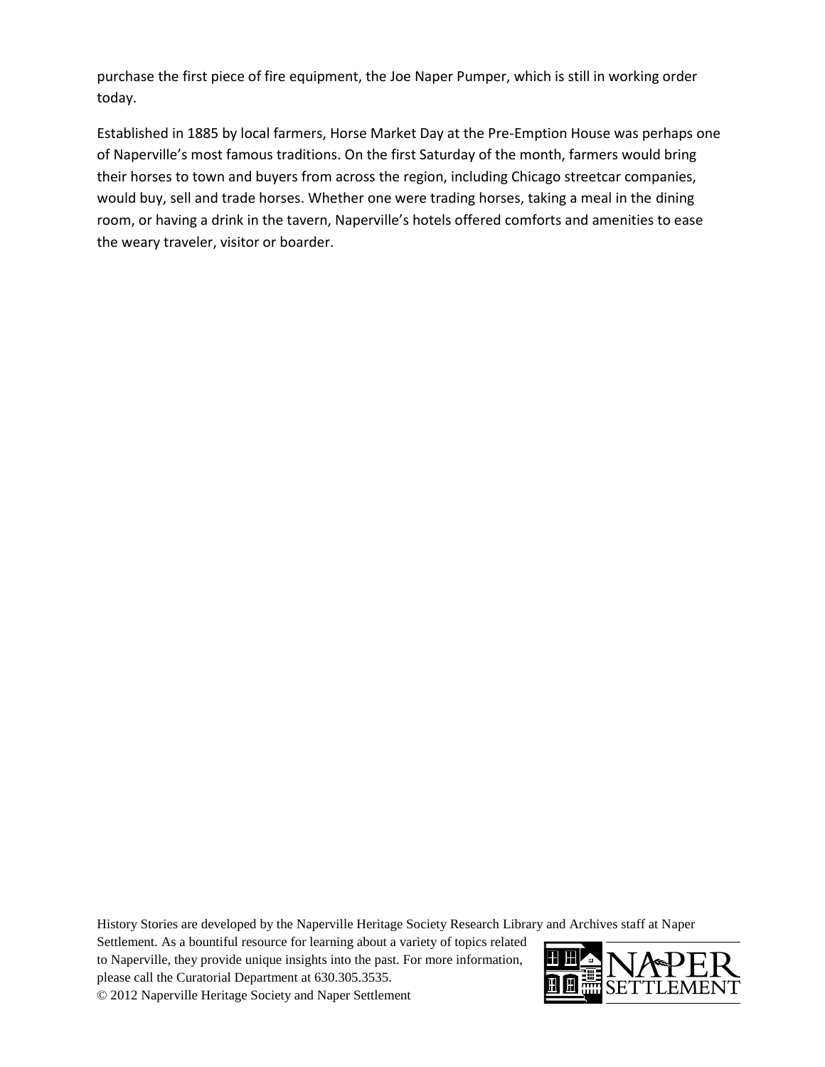purchase the first piece of fire equipment, the Joe Naper Pumper, which is still in working order today.

Established in 1885 by local farmers, Horse Market Day at the Pre-Emption House was perhaps one of Naperville's most famous traditions. On the first Saturday of the month, farmers would bring their horses to town and buyers from across the region, including Chicago streetcar companies, would buy, sell and trade horses. Whether one were trading horses, taking a meal in the dining room, or having a drink in the tavern, Naperville's hotels offered comforts and amenities to ease the weary traveler, visitor or boarder.

History Stories are developed by the Naperville Heritage Society Research Library and Archives staff at Naper Settlement. As a bountiful resource for learning about a variety of topics related to Naperville, they provide unique insights into the past. For more information, please call the Curatorial Department at 630.305.3535.
© 2012 Naperville Heritage Society and Naper Settlement

NAPER SETTLEMENT